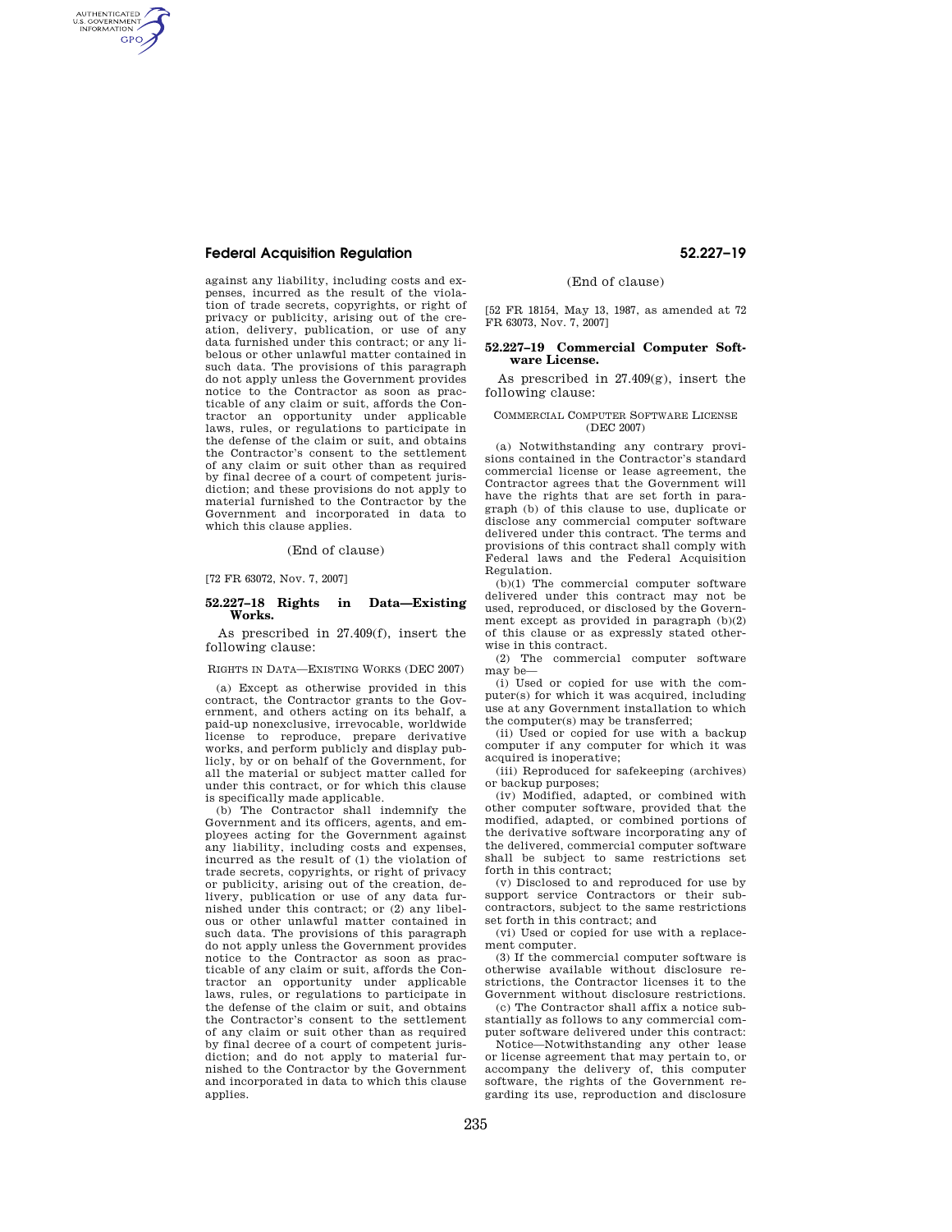against any liability, including costs and expenses, incurred as the result of the violation of trade secrets, copyrights, or right of privacy or publicity, arising out of the creation, delivery, publication, or use of any data furnished under this contract; or any libelous or other unlawful matter contained in such data. The provisions of this paragraph do not apply unless the Government provides notice to the Contractor as soon as practicable of any claim or suit, affords the Contractor an opportunity under applicable laws, rules, or regulations to participate in the defense of the claim or suit, and obtains the Contractor's consent to the settlement of any claim or suit other than as required by final decree of a court of competent jurisdiction; and these provisions do not apply to material furnished to the Contractor by the Government and incorporated in data to which this clause applies.

(End of clause)

[72 FR 63072, Nov. 7, 2007]

### 52.227–18 Rights in Data—Existing Works.

As prescribed in 27.409(f), insert the following clause:

RIGHTS IN DATA—EXISTING WORKS (DEC 2007)

(a) Except as otherwise provided in this contract, the Contractor grants to the Government, and others acting on its behalf, a paid-up nonexclusive, irrevocable, worldwide license to reproduce, prepare derivative works, and perform publicly and display publicly, by or on behalf of the Government, for all the material or subject matter called for under this contract, or for which this clause is specifically made applicable.

(b) The Contractor shall indemnify the Government and its officers, agents, and employees acting for the Government against any liability, including costs and expenses, incurred as the result of (1) the violation of trade secrets, copyrights, or right of privacy or publicity, arising out of the creation, delivery, publication or use of any data furnished under this contract; or (2) any libelous or other unlawful matter contained in such data. The provisions of this paragraph do not apply unless the Government provides notice to the Contractor as soon as practicable of any claim or suit, affords the Contractor an opportunity under applicable laws, rules, or regulations to participate in the defense of the claim or suit, and obtains the Contractor's consent to the settlement of any claim or suit other than as required by final decree of a court of competent jurisdiction; and do not apply to material furnished to the Contractor by the Government and incorporated in data to which this clause applies.

(End of clause)

[52 FR 18154, May 13, 1987, as amended at 72 FR 63073, Nov. 7, 2007]

### 52.227–19 Commercial Computer Software License.

As prescribed in 27.409(g), insert the following clause:

COMMERCIAL COMPUTER SOFTWARE LICENSE (DEC 2007)

(a) Notwithstanding any contrary provisions contained in the Contractor's standard commercial license or lease agreement, the Contractor agrees that the Government will have the rights that are set forth in paragraph (b) of this clause to use, duplicate or disclose any commercial computer software delivered under this contract. The terms and provisions of this contract shall comply with Federal laws and the Federal Acquisition Regulation.

(b)(1) The commercial computer software delivered under this contract may not be used, reproduced, or disclosed by the Government except as provided in paragraph (b)(2) of this clause or as expressly stated otherwise in this contract.

(2) The commercial computer software may be—

(i) Used or copied for use with the computer(s) for which it was acquired, including use at any Government installation to which the computer(s) may be transferred;

(ii) Used or copied for use with a backup computer if any computer for which it was acquired is inoperative;

(iii) Reproduced for safekeeping (archives) or backup purposes;

(iv) Modified, adapted, or combined with other computer software, provided that the modified, adapted, or combined portions of the derivative software incorporating any of the delivered, commercial computer software shall be subject to same restrictions set forth in this contract;

(v) Disclosed to and reproduced for use by support service Contractors or their subcontractors, subject to the same restrictions set forth in this contract; and

(vi) Used or copied for use with a replacement computer.

(3) If the commercial computer software is otherwise available without disclosure restrictions, the Contractor licenses it to the Government without disclosure restrictions.

(c) The Contractor shall affix a notice substantially as follows to any commercial computer software delivered under this contract:

Notice—Notwithstanding any other lease or license agreement that may pertain to, or accompany the delivery of, this computer software, the rights of the Government regarding its use, reproduction and disclosure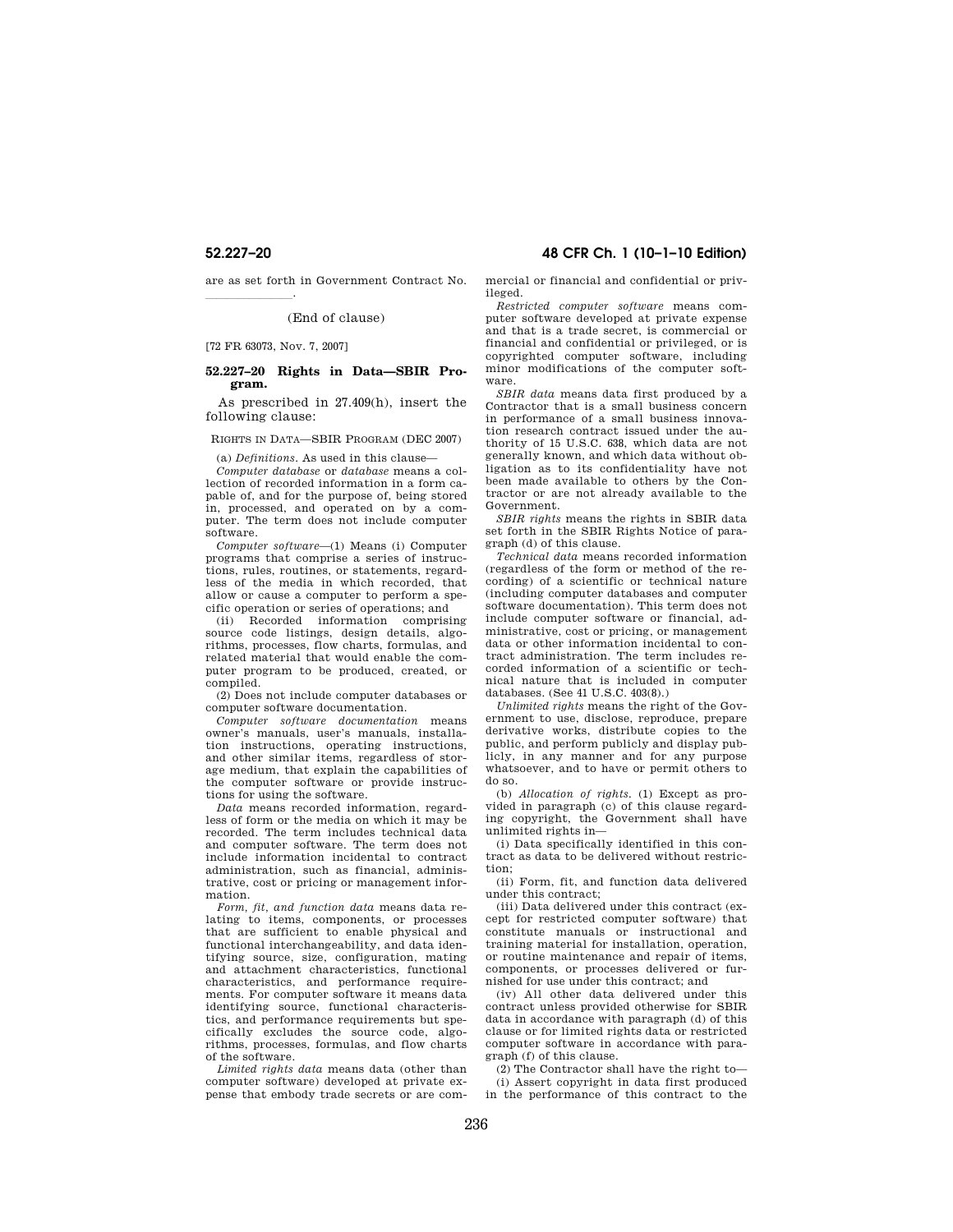are as set forth in Government Contract No. \_\_\_\_\_\_\_\_\_\_\_\_\_\_\_\_.

(End of clause)

[72 FR 63073, Nov. 7, 2007]

### 52.227–20 Rights in Data—SBIR Program.

As prescribed in 27.409(h), insert the following clause:

RIGHTS IN DATA—SBIR PROGRAM (DEC 2007)

(a) *Definitions.* As used in this clause—

*Computer database* or *database* means a collection of recorded information in a form capable of, and for the purpose of, being stored in, processed, and operated on by a computer. The term does not include computer software.

*Computer software*—(1) Means (i) Computer programs that comprise a series of instructions, rules, routines, or statements, regardless of the media in which recorded, that allow or cause a computer to perform a specific operation or series of operations; and

(ii) Recorded information comprising source code listings, design details, algorithms, processes, flow charts, formulas, and related material that would enable the computer program to be produced, created, or compiled.

(2) Does not include computer databases or computer software documentation.

*Computer software documentation* means owner's manuals, user's manuals, installation instructions, operating instructions, and other similar items, regardless of storage medium, that explain the capabilities of the computer software or provide instructions for using the software.

*Data* means recorded information, regardless of form or the media on which it may be recorded. The term includes technical data and computer software. The term does not include information incidental to contract administration, such as financial, administrative, cost or pricing or management information.

*Form, fit, and function data* means data relating to items, components, or processes that are sufficient to enable physical and functional interchangeability, and data identifying source, size, configuration, mating and attachment characteristics, functional characteristics, and performance requirements. For computer software it means data identifying source, functional characteristics, and performance requirements but specifically excludes the source code, algorithms, processes, formulas, and flow charts of the software.

*Limited rights data* means data (other than computer software) developed at private expense that embody trade secrets or are commercial or financial and confidential or privileged.

*Restricted computer software* means computer software developed at private expense and that is a trade secret, is commercial or financial and confidential or privileged, or is copyrighted computer software, including minor modifications of the computer software.

*SBIR data* means data first produced by a Contractor that is a small business concern in performance of a small business innovation research contract issued under the authority of 15 U.S.C. 638, which data are not generally known, and which data without obligation as to its confidentiality have not been made available to others by the Contractor or are not already available to the Government.

*SBIR rights* means the rights in SBIR data set forth in the SBIR Rights Notice of paragraph (d) of this clause.

*Technical data* means recorded information (regardless of the form or method of the recording) of a scientific or technical nature (including computer databases and computer software documentation). This term does not include computer software or financial, administrative, cost or pricing, or management data or other information incidental to contract administration. The term includes recorded information of a scientific or technical nature that is included in computer databases. (See 41 U.S.C. 403(8).)

*Unlimited rights* means the right of the Government to use, disclose, reproduce, prepare derivative works, distribute copies to the public, and perform publicly and display publicly, in any manner and for any purpose whatsoever, and to have or permit others to do so.

(b) *Allocation of rights.* (1) Except as provided in paragraph (c) of this clause regarding copyright, the Government shall have unlimited rights in—

(i) Data specifically identified in this contract as data to be delivered without restriction;

(ii) Form, fit, and function data delivered under this contract;

(iii) Data delivered under this contract (except for restricted computer software) that constitute manuals or instructional and training material for installation, operation, or routine maintenance and repair of items, components, or processes delivered or furnished for use under this contract; and

(iv) All other data delivered under this contract unless provided otherwise for SBIR data in accordance with paragraph (d) of this clause or for limited rights data or restricted computer software in accordance with paragraph (f) of this clause.

(2) The Contractor shall have the right to—

(i) Assert copyright in data first produced in the performance of this contract to the